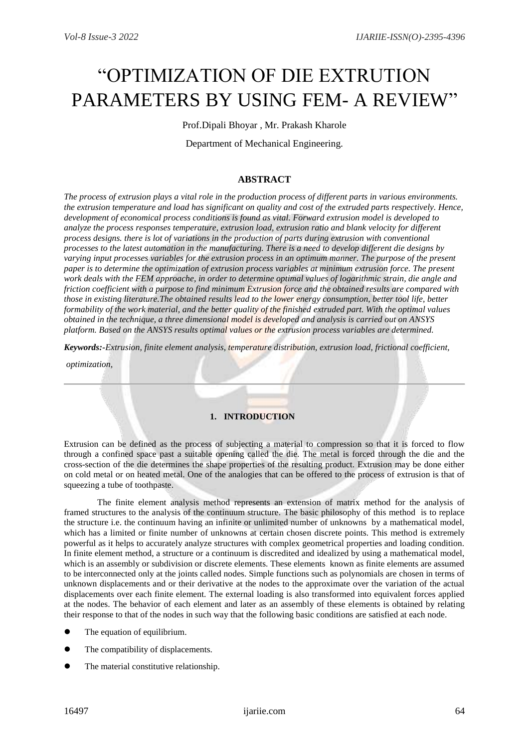# "OPTIMIZATION OF DIE EXTRUTION PARAMETERS BY USING FEM- A REVIEW"

Prof.Dipali Bhoyar , Mr. Prakash Kharole

Department of Mechanical Engineering.

## ABSTRACT

*The process of extrusion plays a vital role in the production process of different parts in various environments. the extrusion temperature and load has significant on quality and cost of the extruded parts respectively. Hence, development of economical process conditions is found as vital. Forward extrusion model is developed to analyze the process responses temperature, extrusion load, extrusion ratio and blank velocity for different process designs. there is lot of variations in the production of parts during extrusion with conventional processes to the latest automation in the manufacturing. There is a need to develop different die designs by varying input processes variables for the extrusion process in an optimum manner. The purpose of the present paper is to determine the optimization of extrusion process variables at minimum extrusion force. The present work deals with the FEM approache, in order to determine optimal values of logarithmic strain, die angle and friction coefficient with a purpose to find minimum Extrusion force and the obtained results are compared with those in existing literature.The obtained results lead to the lower energy consumption, better tool life, better formability of the work material, and the better quality of the finished extruded part. With the optimal values obtained in the technique, a three dimensional model is developed and analysis is carried out on ANSYS platform. Based on the ANSYS results optimal values or the extrusion process variables are determined.*

***Keywords:-****Extrusion, finite element analysis, temperature distribution, extrusion load, frictional coefficient, optimization,*

## 1. INTRODUCTION

Extrusion can be defined as the process of subjecting a material to compression so that it is forced to flow through a confined space past a suitable opening called the die. The metal is forced through the die and the cross-section of the die determines the shape properties of the resulting product. Extrusion may be done either on cold metal or on heated metal. One of the analogies that can be offered to the process of extrusion is that of squeezing a tube of toothpaste.

The finite element analysis method represents an extension of matrix method for the analysis of framed structures to the analysis of the continuum structure. The basic philosophy of this method is to replace the structure i.e. the continuum having an infinite or unlimited number of unknowns by a mathematical model, which has a limited or finite number of unknowns at certain chosen discrete points. This method is extremely powerful as it helps to accurately analyze structures with complex geometrical properties and loading condition. In finite element method, a structure or a continuum is discredited and idealized by using a mathematical model, which is an assembly or subdivision or discrete elements. These elements known as finite elements are assumed to be interconnected only at the joints called nodes. Simple functions such as polynomials are chosen in terms of unknown displacements and or their derivative at the nodes to the approximate over the variation of the actual displacements over each finite element. The external loading is also transformed into equivalent forces applied at the nodes. The behavior of each element and later as an assembly of these elements is obtained by relating their response to that of the nodes in such way that the following basic conditions are satisfied at each node.

- The equation of equilibrium.
- The compatibility of displacements.
- The material constitutive relationship.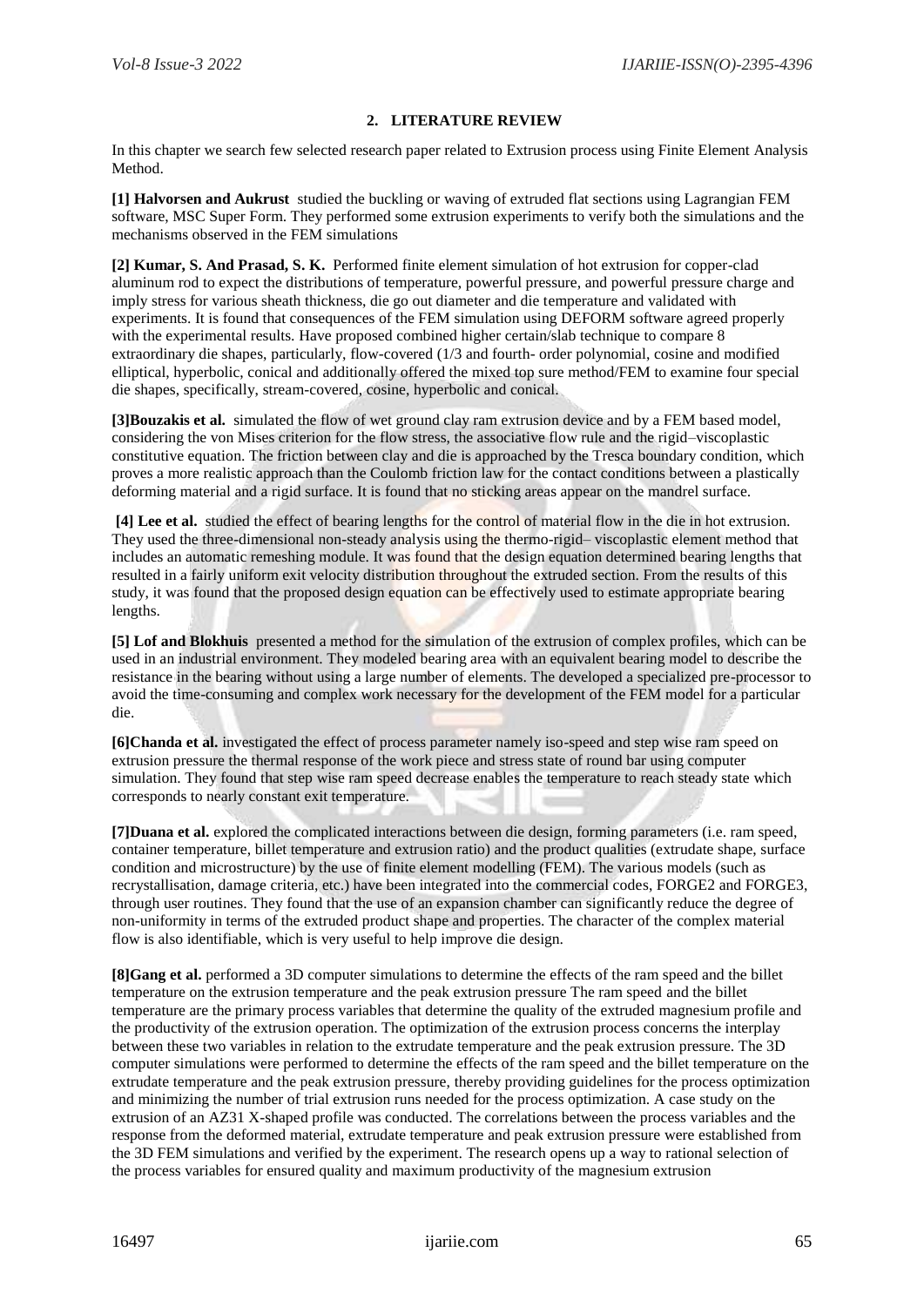## 2. LITERATURE REVIEW

In this chapter we search few selected research paper related to Extrusion process using Finite Element Analysis Method.

**[1] Halvorsen and Aukrust** studied the buckling or waving of extruded flat sections using Lagrangian FEM software, MSC Super Form. They performed some extrusion experiments to verify both the simulations and the mechanisms observed in the FEM simulations

**[2] Kumar, S. And Prasad, S. K.** Performed finite element simulation of hot extrusion for copper-clad aluminum rod to expect the distributions of temperature, powerful pressure, and powerful pressure charge and imply stress for various sheath thickness, die go out diameter and die temperature and validated with experiments. It is found that consequences of the FEM simulation using DEFORM software agreed properly with the experimental results. Have proposed combined higher certain/slab technique to compare 8 extraordinary die shapes, particularly, flow-covered (1/3 and fourth- order polynomial, cosine and modified elliptical, hyperbolic, conical and additionally offered the mixed top sure method/FEM to examine four special die shapes, specifically, stream-covered, cosine, hyperbolic and conical.

**[3]Bouzakis et al.** simulated the flow of wet ground clay ram extrusion device and by a FEM based model, considering the von Mises criterion for the flow stress, the associative flow rule and the rigid–viscoplastic constitutive equation. The friction between clay and die is approached by the Tresca boundary condition, which proves a more realistic approach than the Coulomb friction law for the contact conditions between a plastically deforming material and a rigid surface. It is found that no sticking areas appear on the mandrel surface.

**[4] Lee et al.** studied the effect of bearing lengths for the control of material flow in the die in hot extrusion. They used the three-dimensional non-steady analysis using the thermo-rigid– viscoplastic element method that includes an automatic remeshing module. It was found that the design equation determined bearing lengths that resulted in a fairly uniform exit velocity distribution throughout the extruded section. From the results of this study, it was found that the proposed design equation can be effectively used to estimate appropriate bearing lengths.

**[5] Lof and Blokhuis** presented a method for the simulation of the extrusion of complex profiles, which can be used in an industrial environment. They modeled bearing area with an equivalent bearing model to describe the resistance in the bearing without using a large number of elements. The developed a specialized pre-processor to avoid the time-consuming and complex work necessary for the development of the FEM model for a particular die.

**[6]Chanda et al.** investigated the effect of process parameter namely iso-speed and step wise ram speed on extrusion pressure the thermal response of the work piece and stress state of round bar using computer simulation. They found that step wise ram speed decrease enables the temperature to reach steady state which corresponds to nearly constant exit temperature.

**[7]Duana et al.** explored the complicated interactions between die design, forming parameters (i.e. ram speed, container temperature, billet temperature and extrusion ratio) and the product qualities (extrudate shape, surface condition and microstructure) by the use of finite element modelling (FEM). The various models (such as recrystallisation, damage criteria, etc.) have been integrated into the commercial codes, FORGE2 and FORGE3, through user routines. They found that the use of an expansion chamber can significantly reduce the degree of non-uniformity in terms of the extruded product shape and properties. The character of the complex material flow is also identifiable, which is very useful to help improve die design.

**[8]Gang et al.** performed a 3D computer simulations to determine the effects of the ram speed and the billet temperature on the extrusion temperature and the peak extrusion pressure The ram speed and the billet temperature are the primary process variables that determine the quality of the extruded magnesium profile and the productivity of the extrusion operation. The optimization of the extrusion process concerns the interplay between these two variables in relation to the extrudate temperature and the peak extrusion pressure. The 3D computer simulations were performed to determine the effects of the ram speed and the billet temperature on the extrudate temperature and the peak extrusion pressure, thereby providing guidelines for the process optimization and minimizing the number of trial extrusion runs needed for the process optimization. A case study on the extrusion of an AZ31 X-shaped profile was conducted. The correlations between the process variables and the response from the deformed material, extrudate temperature and peak extrusion pressure were established from the 3D FEM simulations and verified by the experiment. The research opens up a way to rational selection of the process variables for ensured quality and maximum productivity of the magnesium extrusion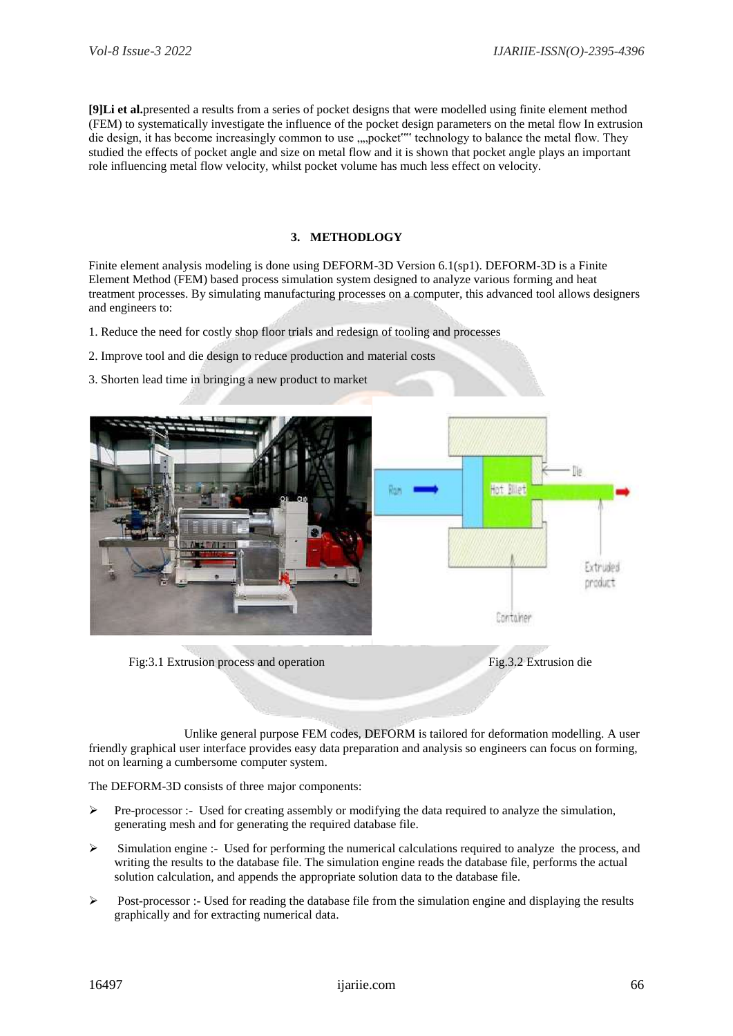**[9]Li et al.**presented a results from a series of pocket designs that were modelled using finite element method (FEM) to systematically investigate the influence of the pocket design parameters on the metal flow In extrusion die design, it has become increasingly common to use ,,,,pocket"" technology to balance the metal flow. They studied the effects of pocket angle and size on metal flow and it is shown that pocket angle plays an important role influencing metal flow velocity, whilst pocket volume has much less effect on velocity.

## 3. METHODLOGY

Finite element analysis modeling is done using DEFORM-3D Version 6.1(sp1). DEFORM-3D is a Finite Element Method (FEM) based process simulation system designed to analyze various forming and heat treatment processes. By simulating manufacturing processes on a computer, this advanced tool allows designers and engineers to:

1. Reduce the need for costly shop floor trials and redesign of tooling and processes
2. Improve tool and die design to reduce production and material costs
3. Shorten lead time in bringing a new product to market

Fig:3.1 Extrusion process and operation

Fig.3.2 Extrusion die

Unlike general purpose FEM codes, DEFORM is tailored for deformation modelling. A user friendly graphical user interface provides easy data preparation and analysis so engineers can focus on forming, not on learning a cumbersome computer system.

The DEFORM-3D consists of three major components:

- Pre-processor :- Used for creating assembly or modifying the data required to analyze the simulation, generating mesh and for generating the required database file.
- Simulation engine :- Used for performing the numerical calculations required to analyze the process, and writing the results to the database file. The simulation engine reads the database file, performs the actual solution calculation, and appends the appropriate solution data to the database file.
- Post-processor :- Used for reading the database file from the simulation engine and displaying the results graphically and for extracting numerical data.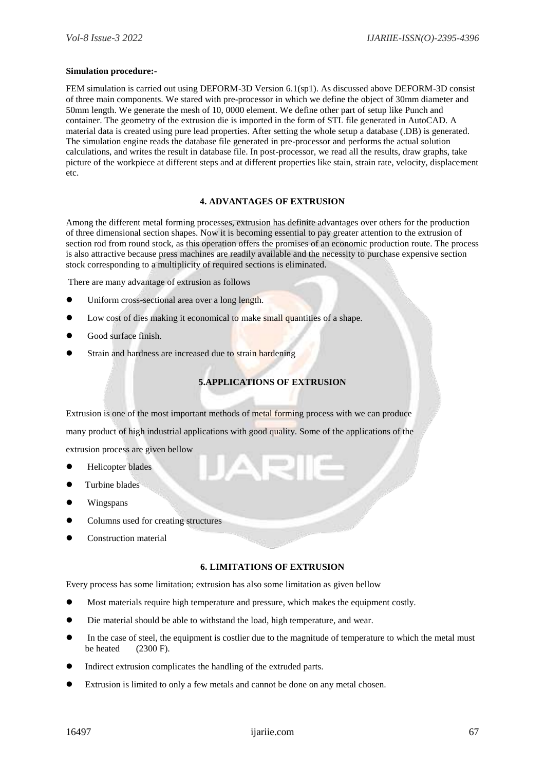**Simulation procedure:-**

FEM simulation is carried out using DEFORM-3D Version 6.1(sp1). As discussed above DEFORM-3D consist of three main components. We stared with pre-processor in which we define the object of 30mm diameter and 50mm length. We generate the mesh of 10, 0000 element. We define other part of setup like Punch and container. The geometry of the extrusion die is imported in the form of STL file generated in AutoCAD. A material data is created using pure lead properties. After setting the whole setup a database (.DB) is generated. The simulation engine reads the database file generated in pre-processor and performs the actual solution calculations, and writes the result in database file. In post-processor, we read all the results, draw graphs, take picture of the workpiece at different steps and at different properties like stain, strain rate, velocity, displacement etc.

## 4. ADVANTAGES OF EXTRUSION

Among the different metal forming processes, extrusion has definite advantages over others for the production of three dimensional section shapes. Now it is becoming essential to pay greater attention to the extrusion of section rod from round stock, as this operation offers the promises of an economic production route. The process is also attractive because press machines are readily available and the necessity to purchase expensive section stock corresponding to a multiplicity of required sections is eliminated.

There are many advantage of extrusion as follows

- Uniform cross-sectional area over a long length.
- Low cost of dies making it economical to make small quantities of a shape.
- Good surface finish.
- Strain and hardness are increased due to strain hardening

## 5.APPLICATIONS OF EXTRUSION

Extrusion is one of the most important methods of metal forming process with we can produce many product of high industrial applications with good quality. Some of the applications of the extrusion process are given bellow

- Helicopter blades
- Turbine blades
- Wingspans
- Columns used for creating structures
- Construction material

## 6. LIMITATIONS OF EXTRUSION

Every process has some limitation; extrusion has also some limitation as given bellow

- Most materials require high temperature and pressure, which makes the equipment costly.
- Die material should be able to withstand the load, high temperature, and wear.
- In the case of steel, the equipment is costlier due to the magnitude of temperature to which the metal must be heated (2300 F).
- Indirect extrusion complicates the handling of the extruded parts.
- Extrusion is limited to only a few metals and cannot be done on any metal chosen.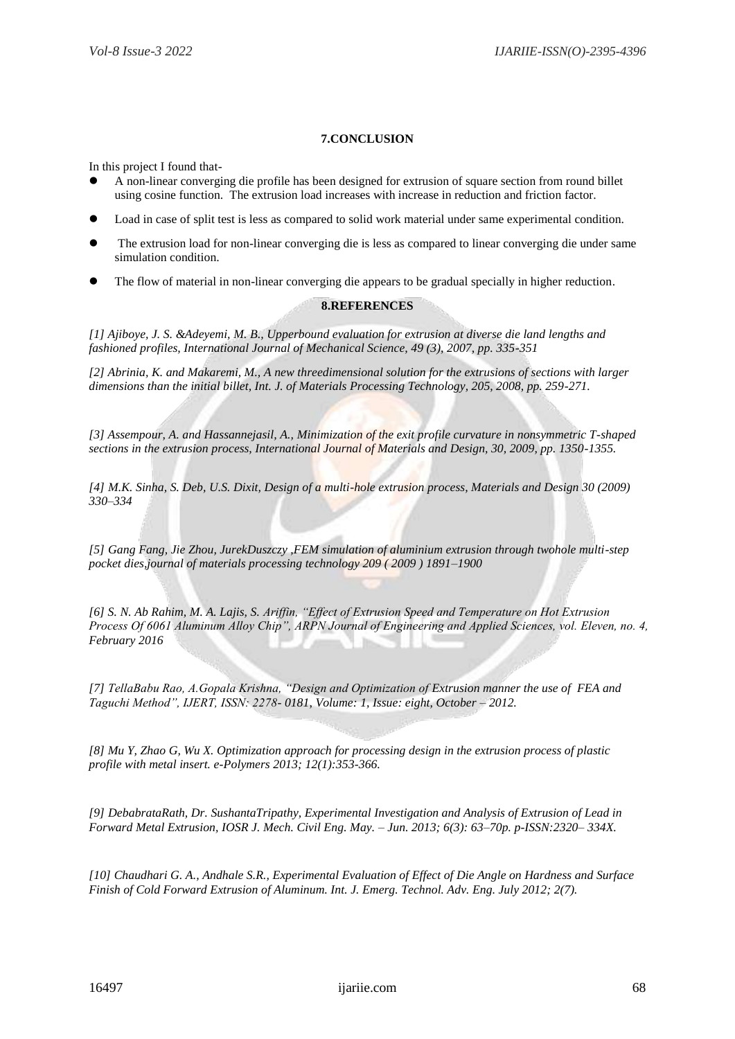## 7.CONCLUSION

In this project I found that-

- A non-linear converging die profile has been designed for extrusion of square section from round billet using cosine function. The extrusion load increases with increase in reduction and friction factor.
- Load in case of split test is less as compared to solid work material under same experimental condition.
- The extrusion load for non-linear converging die is less as compared to linear converging die under same simulation condition.
- The flow of material in non-linear converging die appears to be gradual specially in higher reduction.

## 8.REFERENCES

*[1] Ajiboye, J. S. &Adeyemi, M. B., Upperbound evaluation for extrusion at diverse die land lengths and fashioned profiles, International Journal of Mechanical Science, 49 (3), 2007, pp. 335-351*

*[2] Abrinia, K. and Makaremi, M., A new threedimensional solution for the extrusions of sections with larger dimensions than the initial billet, Int. J. of Materials Processing Technology, 205, 2008, pp. 259-271.*

*[3] Assempour, A. and Hassannejasil, A., Minimization of the exit profile curvature in nonsymmetric T-shaped sections in the extrusion process, International Journal of Materials and Design, 30, 2009, pp. 1350-1355.*

*[4] M.K. Sinha, S. Deb, U.S. Dixit, Design of a multi-hole extrusion process, Materials and Design 30 (2009) 330–334*

*[5] Gang Fang, Jie Zhou, JurekDuszczy ,FEM simulation of aluminium extrusion through twohole multi-step pocket dies,journal of materials processing technology 209 ( 2009 ) 1891–1900*

*[6] S. N. Ab Rahim, M. A. Lajis, S. Ariffin, "Effect of Extrusion Speed and Temperature on Hot Extrusion Process Of 6061 Aluminum Alloy Chip", ARPN Journal of Engineering and Applied Sciences, vol. Eleven, no. 4, February 2016*

*[7] TellaBabu Rao, A.Gopala Krishna, "Design and Optimization of Extrusion manner the use of FEA and Taguchi Method", IJERT, ISSN: 2278- 0181, Volume: 1, Issue: eight, October – 2012.*

*[8] Mu Y, Zhao G, Wu X. Optimization approach for processing design in the extrusion process of plastic profile with metal insert. e-Polymers 2013; 12(1):353-366.*

*[9] DebabrataRath, Dr. SushantaTripathy, Experimental Investigation and Analysis of Extrusion of Lead in Forward Metal Extrusion, IOSR J. Mech. Civil Eng. May. – Jun. 2013; 6(3): 63–70p. p-ISSN:2320– 334X.*

*[10] Chaudhari G. A., Andhale S.R., Experimental Evaluation of Effect of Die Angle on Hardness and Surface Finish of Cold Forward Extrusion of Aluminum. Int. J. Emerg. Technol. Adv. Eng. July 2012; 2(7).*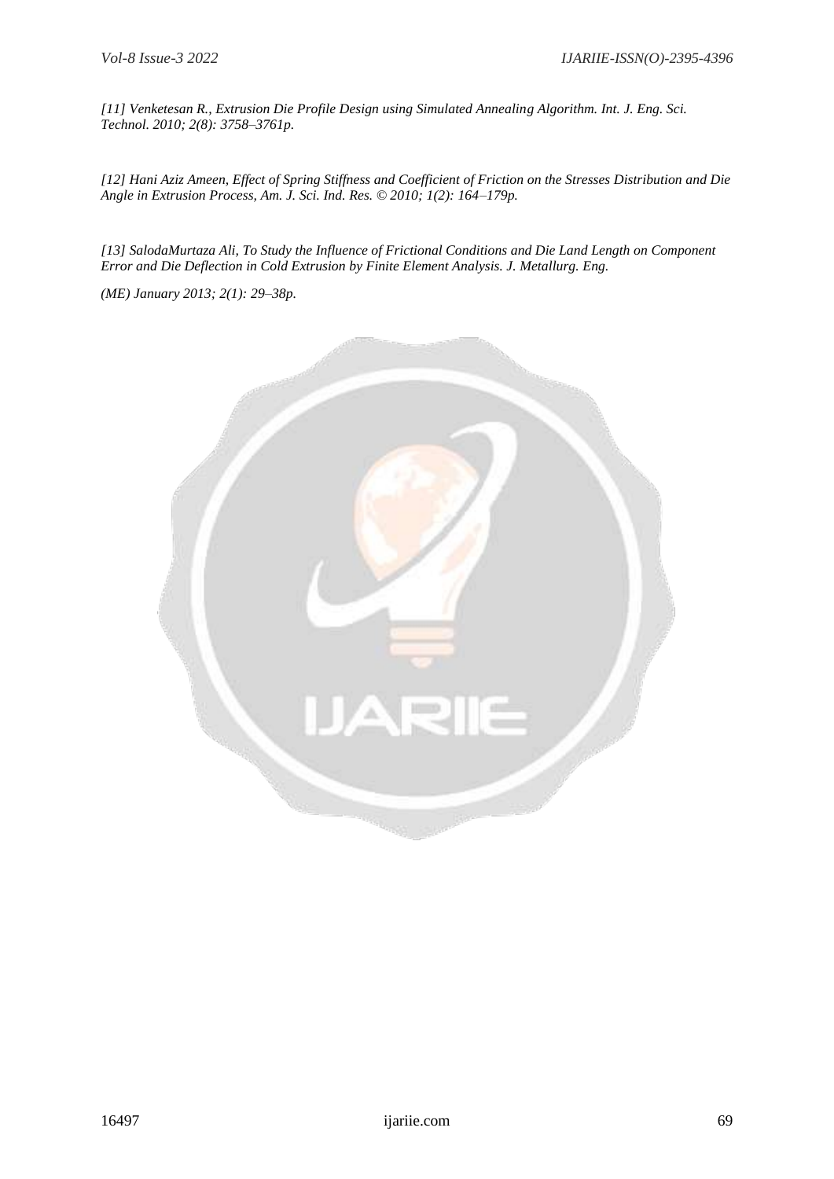*[11] Venketesan R., Extrusion Die Profile Design using Simulated Annealing Algorithm. Int. J. Eng. Sci. Technol. 2010; 2(8): 3758–3761p.*

*[12] Hani Aziz Ameen, Effect of Spring Stiffness and Coefficient of Friction on the Stresses Distribution and Die Angle in Extrusion Process, Am. J. Sci. Ind. Res. © 2010; 1(2): 164–179p.*

*[13] SalodaMurtaza Ali, To Study the Influence of Frictional Conditions and Die Land Length on Component Error and Die Deflection in Cold Extrusion by Finite Element Analysis. J. Metallurg. Eng.*

*(ME) January 2013; 2(1): 29–38p.*